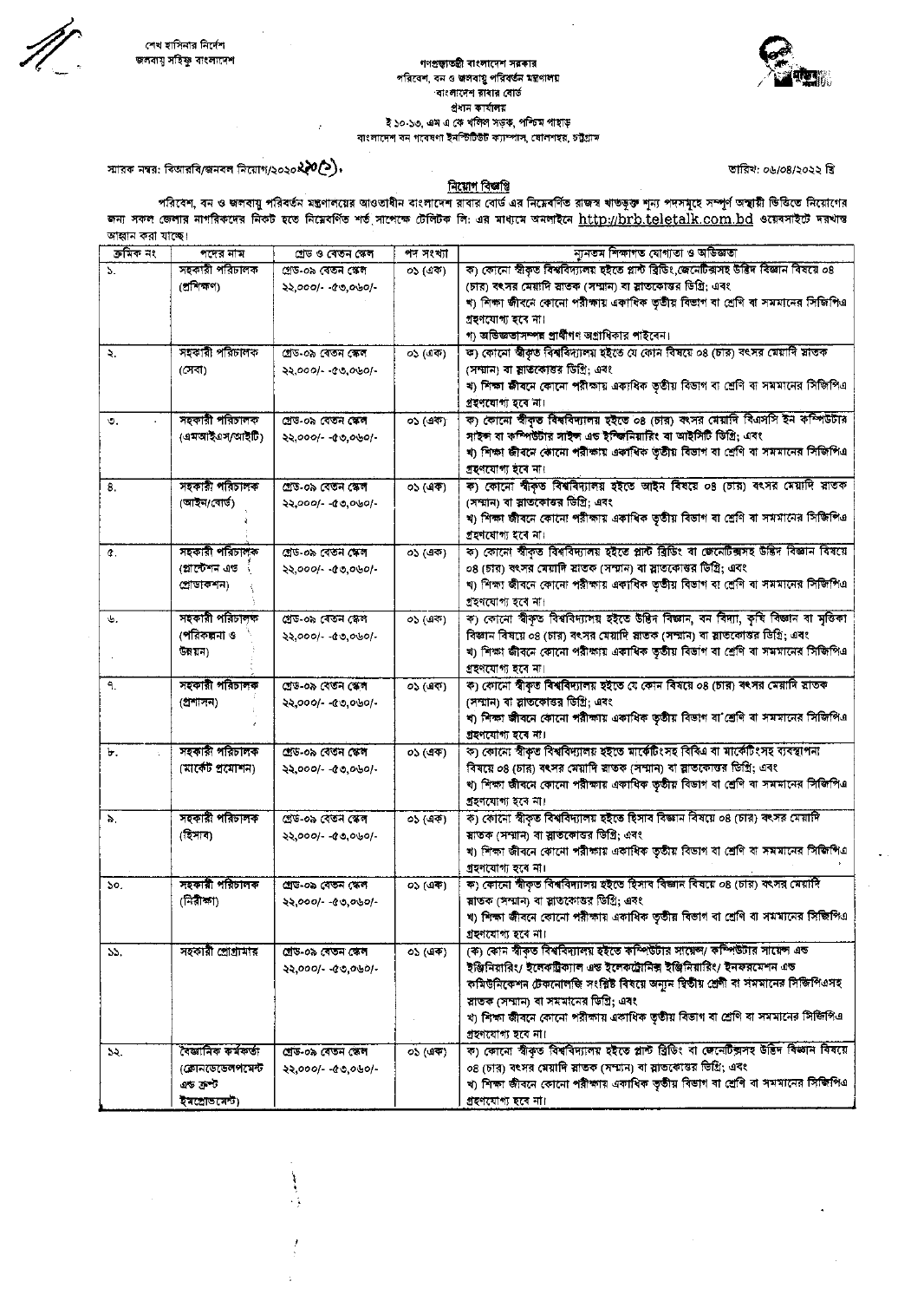শেখ হাসিনার নির্দেশ
জলবায়ু সহিষ্ণু বাংলাদেশ

গণপ্রজাতন্ত্রী বাংলাদেশ সরকার
পরিবেশ, বন ও জলবায়ু পরিবর্তন মন্ত্রণালয়
বাংলাদেশ রাবার বোর্ড
প্রধান কার্যালয়
ই ১০-১৩, এম এ কে খলিল সড়ক, পশ্চিম পাহাড়
বাংলাদেশ বন গবেষণা ইনস্টিটিউট ক্যাম্পাস, ষোলশহর, চট্টগ্রাম

স্মারক নম্বর: বিআরবি/জনবল নিয়োগ/২০২০/২৮০(১),

তারিখ: ০৬/০৪/২০২২ খ্রি

## নিয়োগ বিজ্ঞপ্তি

পরিবেশ, বন ও জলবায়ু পরিবর্তন মন্ত্রণালয়ের আওতাধীন বাংলাদেশ রাবার বোর্ড এর নিম্নবর্ণিত রাজস্ব খাতভুক্ত শূন্য পদসমূহে সম্পূর্ণ অস্থায়ী ভিত্তিতে নিয়োগের জন্য সকল জেলার নাগরিকদের নিকট হতে নিম্নবর্ণিত শর্ত সাপেক্ষে টেলিটক লি: এর মাধ্যমে অনলাইনে http://brb.teletalk.com.bd ওয়েবসাইটে দরখাস্ত আহ্বান করা যাচ্ছে।

| ক্রমিক নং | পদের নাম | গ্রেড ও বেতন স্কেল | পদ সংখ্যা | ন্যূনতম শিক্ষাগত যোগ্যতা ও অভিজ্ঞতা |
|---|---|---|---|---|
| ১. | সহকারী পরিচালক (প্রশিক্ষণ) | গ্রেড-০৯ বেতন স্কেল ২২,০০০/- -৫৩,০৬০/- | ০১ (এক) | ক) কোনো স্বীকৃত বিশ্ববিদ্যালয় হইতে প্লান্ট ব্রিডিং,জেনেটিক্সসহ উদ্ভিদ বিজ্ঞান বিষয়ে ০৪ (চার) বৎসর মেয়াদি স্নাতক (সম্মান) বা স্নাতকোত্তর ডিগ্রি; এবং<br>খ) শিক্ষা জীবনে কোনো পরীক্ষায় একাধিক তৃতীয় বিভাগ বা শ্রেণি বা সমমানের সিজিপিএ গ্রহণযোগ্য হবে না।<br>গ) অভিজ্ঞতাসম্পন্ন প্রার্থীগণ অগ্রাধিকার পাইবেন। |
| ২. | সহকারী পরিচালক (সেবা) | গ্রেড-০৯ বেতন স্কেল ২২,০০০/- -৫৩,০৬০/- | ০১ (এক) | ক) কোনো স্বীকৃত বিশ্ববিদ্যালয় হইতে যে কোন বিষয়ে ০৪ (চার) বৎসর মেয়াদি স্নাতক (সম্মান) বা স্নাতকোত্তর ডিগ্রি; এবং<br>খ) শিক্ষা জীবনে কোনো পরীক্ষায় একাধিক তৃতীয় বিভাগ বা শ্রেণি বা সমমানের সিজিপিএ গ্রহণযোগ্য হবে না। |
| ৩. | সহকারী পরিচালক (এমআইএস/আইটি) | গ্রেড-০৯ বেতন স্কেল ২২,০০০/- -৫৩,০৬০/- | ০১ (এক) | ক) কোনো স্বীকৃত বিশ্ববিদ্যালয় হইতে ০৪ (চার) বৎসর মেয়াদি বিএসসি ইন কম্পিউটার সাইন্স বা কম্পিউটার সাইন্স এন্ড ইঞ্জিনিয়ারিং বা আইসিটি ডিগ্রি; এবং<br>খ) শিক্ষা জীবনে কোনো পরীক্ষায় একাধিক তৃতীয় বিভাগ বা শ্রেণি বা সমমানের সিজিপিএ গ্রহণযোগ্য হবে না। |
| ৪. | সহকারী পরিচালক (আইন/বোর্ড) | গ্রেড-০৯ বেতন স্কেল ২২,০০০/- -৫৩,০৬০/- | ০১ (এক) | ক) কোনো স্বীকৃত বিশ্ববিদ্যালয় হইতে আইন বিষয়ে ০৪ (চার) বৎসর মেয়াদি স্নাতক (সম্মান) বা স্নাতকোত্তর ডিগ্রি; এবং<br>খ) শিক্ষা জীবনে কোনো পরীক্ষায় একাধিক তৃতীয় বিভাগ বা শ্রেণি বা সমমানের সিজিপিএ গ্রহণযোগ্য হবে না। |
| ৫. | সহকারী পরিচালক (প্লান্টেশন এন্ড প্রোডাকশন) | গ্রেড-০৯ বেতন স্কেল ২২,০০০/- -৫৩,০৬০/- | ০১ (এক) | ক) কোনো স্বীকৃত বিশ্ববিদ্যালয় হইতে প্লান্ট ব্রিডিং বা জেনেটিক্সসহ উদ্ভিদ বিজ্ঞান বিষয়ে ০৪ (চার) বৎসর মেয়াদি স্নাতক (সম্মান) বা স্নাতকোত্তর ডিগ্রি; এবং<br>খ) শিক্ষা জীবনে কোনো পরীক্ষায় একাধিক তৃতীয় বিভাগ বা শ্রেণি বা সমমানের সিজিপিএ গ্রহণযোগ্য হবে না। |
| ৬. | সহকারী পরিচালক (পরিকল্পনা ও উন্নয়ন) | গ্রেড-০৯ বেতন স্কেল ২২,০০০/- -৫৩,০৬০/- | ০১ (এক) | ক) কোনো স্বীকৃত বিশ্ববিদ্যালয় হইতে উদ্ভিদ বিজ্ঞান, বন বিদ্যা, কৃষি বিজ্ঞান বা মৃত্তিকা বিজ্ঞান বিষয়ে ০৪ (চার) বৎসর মেয়াদি স্নাতক (সম্মান) বা স্নাতকোত্তর ডিগ্রি; এবং<br>খ) শিক্ষা জীবনে কোনো পরীক্ষায় একাধিক তৃতীয় বিভাগ বা শ্রেণি বা সমমানের সিজিপিএ গ্রহণযোগ্য হবে না। |
| ৭. | সহকারী পরিচালক (প্রশাসন) | গ্রেড-০৯ বেতন স্কেল ২২,০০০/- -৫৩,০৬০/- | ০১ (এক) | ক) কোনো স্বীকৃত বিশ্ববিদ্যালয় হইতে যে কোন বিষয়ে ০৪ (চার) বৎসর মেয়াদি স্নাতক (সম্মান) বা স্নাতকোত্তর ডিগ্রি; এবং<br>খ) শিক্ষা জীবনে কোনো পরীক্ষায় একাধিক তৃতীয় বিভাগ বা শ্রেণি বা সমমানের সিজিপিএ গ্রহণযোগ্য হবে না। |
| ৮. | সহকারী পরিচালক (মার্কেট প্রমোশন) | গ্রেড-০৯ বেতন স্কেল ২২,০০০/- -৫৩,০৬০/- | ০১ (এক) | ক) কোনো স্বীকৃত বিশ্ববিদ্যালয় হইতে মার্কেটিংসহ বিবিএ বা মার্কেটিংসহ ব্যবস্থাপনা বিষয়ে ০৪ (চার) বৎসর মেয়াদি স্নাতক (সম্মান) বা স্নাতকোত্তর ডিগ্রি; এবং<br>খ) শিক্ষা জীবনে কোনো পরীক্ষায় একাধিক তৃতীয় বিভাগ বা শ্রেণি বা সমমানের সিজিপিএ গ্রহণযোগ্য হবে না। |
| ৯. | সহকারী পরিচালক (হিসাব) | গ্রেড-০৯ বেতন স্কেল ২২,০০০/- -৫৩,০৬০/- | ০১ (এক) | ক) কোনো স্বীকৃত বিশ্ববিদ্যালয় হইতে হিসাব বিজ্ঞান বিষয়ে ০৪ (চার) বৎসর মেয়াদি স্নাতক (সম্মান) বা স্নাতকোত্তর ডিগ্রি; এবং<br>খ) শিক্ষা জীবনে কোনো পরীক্ষায় একাধিক তৃতীয় বিভাগ বা শ্রেণি বা সমমানের সিজিপিএ গ্রহণযোগ্য হবে না। |
| ১০. | সহকারী পরিচালক (নিরীক্ষা) | গ্রেড-০৯ বেতন স্কেল ২২,০০০/- -৫৩,০৬০/- | ০১ (এক) | ক) কোনো স্বীকৃত বিশ্ববিদ্যালয় হইতে হিসাব বিজ্ঞান বিষয়ে ০৪ (চার) বৎসর মেয়াদি স্নাতক (সম্মান) বা স্নাতকোত্তর ডিগ্রি; এবং<br>খ) শিক্ষা জীবনে কোনো পরীক্ষায় একাধিক তৃতীয় বিভাগ বা শ্রেণি বা সমমানের সিজিপিএ গ্রহণযোগ্য হবে না। |
| ১১. | সহকারী প্রোগ্রামার | গ্রেড-০৯ বেতন স্কেল ২২,০০০/- -৫৩,০৬০/- | ০১ (এক) | (ক) কোন স্বীকৃত বিশ্ববিদ্যালয় হইতে কম্পিউটার সায়েন্স/ কম্পিউটার সায়েন্স এন্ড ইঞ্জিনিয়ারিং/ ইলেকট্রিক্যাল এন্ড ইলেকট্রোনিক্স ইঞ্জিনিয়ারিং/ ইনফরমেশন এন্ড কমিউনিকেশন টেকনোলজি সংশ্লিষ্ট বিষয়ে অন্যূন দ্বিতীয় শ্রেণী বা সমমানের সিজিপিএসহ স্নাতক (সম্মান) বা সমমানের ডিগ্রি; এবং<br>খ) শিক্ষা জীবনে কোনো পরীক্ষায় একাধিক তৃতীয় বিভাগ বা শ্রেণি বা সমমানের সিজিপিএ গ্রহণযোগ্য হবে না। |
| ১২. | বৈজ্ঞানিক কর্মকর্তা (ক্লোনডেভেলপমেন্ট এন্ড ক্রপ ইমপ্রোভমেন্ট) | গ্রেড-০৯ বেতন স্কেল ২২,০০০/- -৫৩,০৬০/- | ০১ (এক) | ক) কোনো স্বীকৃত বিশ্ববিদ্যালয় হইতে প্লান্ট ব্রিডিং বা জেনেটিক্সসহ উদ্ভিদ বিজ্ঞান বিষয়ে ০৪ (চার) বৎসর মেয়াদি স্নাতক (সম্মান) বা স্নাতকোত্তর ডিগ্রি; এবং<br>খ) শিক্ষা জীবনে কোনো পরীক্ষায় একাধিক তৃতীয় বিভাগ বা শ্রেণি বা সমমানের সিজিপিএ গ্রহণযোগ্য হবে না। |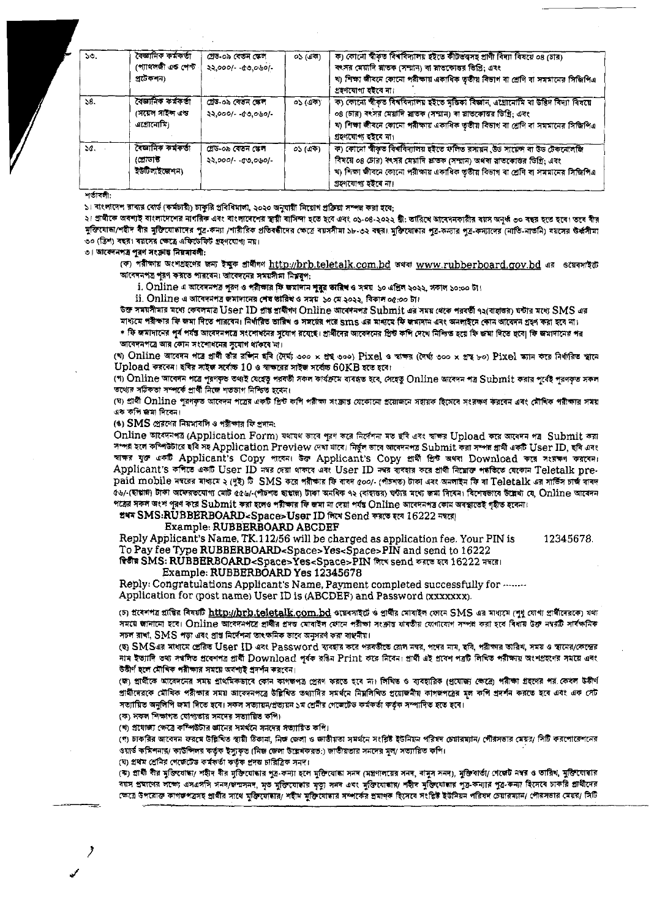| ১৩. | বৈজ্ঞানিক কর্মকর্তা (প্যাথলজী এন্ড পেস্ট প্রটেকশন) | গ্রেড-০৯ বেতন স্কেল ২২,০০০/- -৫৩,০৬০/- | ০১ (এক) | ক) কোনো স্বীকৃত বিশ্ববিদ্যালয় হইতে কীটতত্ত্বসহ প্রাণী বিদ্যা বিষয়ে ০৪ (চার) বৎসর মেয়াদি স্নাতক (সম্মান) বা স্নাতকোত্তর ডিগ্রি; এবং খ) শিক্ষা জীবনে কোনো পরীক্ষায় একাধিক তৃতীয় বিভাগ বা শ্রেণি বা সমমানের সিজিপিএ গ্রহণযোগ্য হইবে না। |
|---|---|---|---|---|
| ১৪. | বৈজ্ঞানিক কর্মকর্তা (সয়েল সাইন্স এন্ড এগ্রোনোমি) | গ্রেড-০৯ বেতন স্কেল ২২,০০০/- -৫৩,০৬০/- | ০১ (এক) | ক) কোনো স্বীকৃত বিশ্ববিদ্যালয় হইতে মৃত্তিকা বিজ্ঞান, এগ্রোনোমি বা উদ্ভিদ বিদ্যা বিষয়ে ০৪ (চার) বৎসর মেয়াদি স্নাতক (সম্মান) বা স্নাতকোত্তর ডিগ্রি; এবং খ) শিক্ষা জীবনে কোনো পরীক্ষায় একাধিক তৃতীয় বিভাগ বা শ্রেণি বা সমমানের সিজিপিএ গ্রহণযোগ্য হইবে না। |
| ১৫. | বৈজ্ঞানিক কর্মকর্তা (প্রোডাক্ট ইউটিলাইজেশন) | গ্রেড-০৯ বেতন স্কেল ২২,০০০/- -৫৩,০৬০/- | ০১ (এক) | ক) কোনো স্বীকৃত বিশ্ববিদ্যালয় হইতে ফলিত রসায়ন, উড সায়েন্স বা উড টেকনোলজি বিষয়ে ০৪ (চার) বৎসর মেয়াদি স্নাতক (সম্মান) অথবা স্নাতকোত্তর ডিগ্রি; এবং খ) শিক্ষা জীবনে কোনো পরীক্ষায় একাধিক তৃতীয় বিভাগ বা শ্রেণি বা সমমানের সিজিপিএ গ্রহণযোগ্য হইবে না। |

শর্তাবলী:

১। বাংলাদেশ রাবার বোর্ড (কর্মচারী) চাকুরি প্রবিধিমালা, ২০২০ অনুযায়ী নিয়োগ প্রক্রিয়া সম্পন্ন করা হবে;

২। প্রার্থীকে অবশ্যই বাংলাদেশের নাগরিক এবং বাংলাদেশের স্থায়ী বাসিন্দা হতে হবে এবং ০১-০৪-২০২২ খ্রী: তারিখে আবেদনকারীর বয়স অনূর্ধ্ব ৩০ বছর হতে হবে। তবে বীর মুক্তিযোদ্ধা/শহীদ বীর মুক্তিযোদ্ধাদের পুত্র-কন্যা /শারীরিক প্রতিবন্ধীদের ক্ষেত্রে বয়সসীমা ১৮-৩২ বছর। মুক্তিযোদ্ধার পুত্র-কন্যার পুত্র-কন্যাদের (নাতি-নাতনি) বয়সের উর্ধ্বসীমা ৩০ (ত্রিশ) বছর। বয়সের ক্ষেত্রে এফিডেভিট গ্রহণযোগ্য নয়।

৩। আবেদনপত্র পূরণ সংক্রান্ত নিয়মাবলী:

(ক) পরীক্ষায় অংশগ্রহণের জন্য ইচ্ছুক প্রার্থীগণ http://brb.teletalk.com.bd অথবা www.rubberboard.gov.bd এর ওয়েবসাইটে আবেদনপত্র পূরণ করতে পারবেন। আবেদনের সময়সীমা নিম্নরূপ:

i. Online এ আবেদনপত্র পূরণ ও পরীক্ষার ফি জমাদান শুরুর তারিখ ও সময় ১০ এপ্রিল ২০২২, সকাল ১০:০০ টা।

ii. Online এ আবেদনপত্র জমাদানের শেষ তারিখ ও সময় ১০ মে ২০২২, বিকাল ০৫:০০ টা।

উক্ত সময়সীমার মধ্যে কেবলমাত্র User ID প্রাপ্ত প্রার্থীগণ Online আবেদনপত্র Submit এর সময় থেকে পরবর্তী ৭২(বাহাত্তর) ঘন্টার মধ্যে SMS এর মাধ্যমে পরীক্ষার ফি জমা দিতে পারবেন। নির্ধারিত তারিখ ও সময়ের পরে sms এর মাধ্যমে ফি জমাদান এবং অনলাইনে কোন আবেদন গ্রহণ করা হবে না।

* ফি জমাদানের পূর্ব পর্যন্ত আবেদনপত্রে সংশোধনের সুযোগ রয়েছে। প্রার্থীদের আবেদনের প্রিন্ট কপি দেখে নিশ্চিত হয়ে ফি জমা দিতে হবে। ফি জমাদানের পর আবেদনপত্রে আর কোন সংশোধনের সুযোগ থাকবে না।

(খ) Online আবেদন পত্রে প্রার্থী তাঁর রঙিন ছবি (দৈর্ঘ্য ৩০০ × প্রস্থ ৩০০) Pixel ও স্বাক্ষর (দৈর্ঘ্য ৩০০ × প্রস্থ ৮০) Pixel স্ক্যান করে নির্ধারিত স্থানে Upload করবেন। ছবির সাইজ সর্বোচ্চ 10 ও স্বাক্ষরের সাইজ সর্বোচ্চ 60KB হতে হবে।

(গ) Online আবেদন পত্রে পূরণকৃত তথ্যই যেহেতু পরবর্তী সকল কার্যক্রমে ব্যবহৃত হবে, সেহেতু Online আবেদন পত্র Submit করার পূর্বেই পূরণকৃত সকল তথ্যের সঠিকতা সম্পর্কে প্রার্থী নিজে শতভাগ নিশ্চিত হবেন।

(ঘ) প্রার্থী Online পূরণকৃত আবেদন পত্রের একটি প্রিন্ট কপি পরীক্ষা সংক্রান্ত যেকোনো প্রয়োজনে সহায়ক হিসেবে সংরক্ষণ করবেন এবং মৌখিক পরীক্ষার সময় এক কপি জমা দিবেন।

(ঙ) SMS প্রেরণের নিয়মাবলি ও পরীক্ষার ফি প্রদান:

Online আবেদনপত্র (Application Form) যথাযথ ভাবে পূরণ করে নির্দেশনা মত ছবি এবং স্বাক্ষর Upload করে আবেদন পত্র Submit করা সম্পন্ন হলে কম্পিউটারে ছবি সহ Application Preview দেখা যাবে। নির্ভুল ভাবে আবেদনপত্র Submit করা সম্পন্ন প্রার্থী একটি User ID, ছবি এবং স্বাক্ষর যুক্ত একটি Applicant's Copy পাবেন। উক্ত Applicant's Copy প্রার্থী প্রিন্ট অথবা Download করে সংরক্ষণ করবেন। Applicant's কপিতে একটি User ID নম্বর দেয়া থাকবে এবং User ID নম্বর ব্যবহার করে প্রার্থী নিম্নোক্ত পদ্ধতিতে যেকোন Teletalk pre-paid mobile নম্বরের মাধ্যমে ২ (দুই) টি SMS করে পরীক্ষার ফি বাবদ ৫০০/- (পাঁচশত) টাকা এবং অনলাইন ফি বা Teletalk এর সার্ভিস চার্জ বাবদ ৫৬/-(ছাপ্পান্ন) টাকা অফেরতযোগ্য মোট ৫৫৬/-(পাঁচশত ছাপ্পান্ন) টাকা অনধিক ৭২ (বাহাত্তর) ঘন্টার মধ্যে জমা দিবেন। বিশেষভাবে উল্লেখ্য যে, Online আবেদন পত্রের সকল অংশ পূরণ করে Submit করা হলেও পরীক্ষার ফি জমা না দেয়া পর্যন্ত Online আবেদনপত্র কোন অবস্থাতেই গৃহীত হবেনা।

প্রথম SMS:RUBBERBOARD<Space>User ID লিখে Send করতে হবে 16222 নম্বরে।

Example: RUBBERBOARD ABCDEF

Reply Applicant's Name, TK.112/56 will be charged as application fee. Your PIN is 12345678.
To Pay fee Type RUBBERBOARD<Space>Yes<Space>PIN and send to 16222

দ্বিতীয় SMS: RUBBERBOARD<Space>Yes<Space>PIN লিখে send করতে হবে 16222 নম্বরে।

Example: RUBBERBOARD Yes 12345678

Reply: Congratulations Applicant's Name, Payment completed successfully for ------- Application for (post name) User ID is (ABCDEF) and Password (xxxxxxx).

(চ) প্রবেশপত্র প্রাপ্তির বিষয়টি http://brb.teletalk.com.bd ওয়েবসাইটে ও প্রার্থীর মোবাইল ফোনে SMS এর মাধ্যমে (শুধু যোগ্য প্রার্থীদেরকে) যথা সময়ে জানানো হবে। Online আবেদনপত্রে প্রার্থীর প্রদত্ত মোবাইল ফোনে পরীক্ষা সংক্রান্ত যাবতীয় যোগাযোগ সম্পন্ন করা হবে বিধায় উক্ত নম্বরটি সার্বক্ষনিক সচল রাখা, SMS পড়া এবং প্রাপ্ত নির্দেশনা তাৎক্ষনিক ভাবে অনুসরণ করা বাঞ্ছনীয়।

(ছ) SMSএর মাধ্যমে প্রেরিত User ID এবং Password ব্যবহার করে পরবর্তীতে রোল নম্বর, পদের নাম, ছবি, পরীক্ষার তারিখ, সময় ও স্থানের/কেন্দ্রের নাম ইত্যাদি তথ্য সম্বলিত প্রবেশপত্র প্রার্থী Download পূর্বক রঙিন Print করে নিবেন। প্রার্থী এই প্রবেশ পত্রটি লিখিত পরীক্ষায় অংশগ্রহণের সময়ে এবং উত্তীর্ণ হলে মৌখিক পরীক্ষার সময়ে অবশ্যই প্রদর্শন করবেন।

(জ) প্রার্থীকে আবেদনের সময় প্রাথমিকভাবে কোন কাগজপত্র প্রেরণ করতে হবে না। লিখিত ও ব্যবহারিক (প্রযোজ্য ক্ষেত্রে) পরীক্ষা গ্রহণের পর কেবল উত্তীর্ণ প্রার্থীদেরকে মৌখিক পরীক্ষার সময় আবেদনপত্রে উল্লিখিত তথ্যাদির সমর্থনে নিম্নলিখিত প্রয়োজনীয় কাগজপত্রের মূল কপি প্রদর্শন করতে হবে এবং এক সেট সত্যায়িত অনুলিপি জমা দিতে হবে। সকল সত্যায়ন/প্রত্যয়ন ১ম শ্রেণীর গেজেটেড কর্মকর্তা কর্তৃক সম্পাদিত হতে হবে।

(ক) সকল শিক্ষাগত যোগ্যতার সনদের সত্যায়িত কপি।

(খ) প্রযোজ্য ক্ষেত্রে কম্পিউটার জ্ঞানের সমর্থনে সনদের সত্যায়িত কপি।

(গ) চাকরির আবেদন ফরমে উল্লিখিত স্থায়ী ঠিকানা, নিজ জেলা ও জাতীয়তা সমর্থনে সংশ্লিষ্ট ইউনিয়ন পরিষদ চেয়ারম্যান/ পৌরসভার মেয়র/ সিটি করপোরেশনের ওয়ার্ড কমিশনার/ কাউন্সিলর কর্তৃক ইস্যুকৃত (নিজ জেলা উল্লেখকরত:) জাতীয়তার সনদের মূল/ সত্যায়িত কপি।

(ঘ) প্রথম শ্রেণির গেজেটেড কর্মকর্তা কর্তৃক প্রদত্ত চারিত্রিক সনদ।

(ঙ) প্রার্থী বীর মুক্তিযোদ্ধা/ শহীদ বীর মুক্তিযোদ্ধার পুত্র-কন্যা হলে মুক্তিযোদ্ধা সনদ (মন্ত্রণালয়ের সনদ, বামুস সনদ), মুক্তিবার্তা/ গেজেট নম্বর ও তারিখ, মুক্তিযোদ্ধার বয়স প্রমাণের লক্ষ্যে এসএসসি সনদ/জন্মসনদ, মৃত মুক্তিযোদ্ধার মৃত্যু সনদ এবং মুক্তিযোদ্ধার/ শহীদ মুক্তিযোদ্ধার পুত্র-কন্যার পুত্র-কন্যা হিসেবে চাকরি প্রার্থীদের ক্ষেত্রে উপরোক্ত কাগজপত্রসহ প্রার্থীর সাথে মুক্তিযোদ্ধার/ শহীদ মুক্তিযোদ্ধার সম্পর্কের প্রমাণক হিসেবে সংশ্লিষ্ট ইউনিয়ন পরিষদ চেয়ারম্যান/ পৌরসভার মেয়র/ সিটি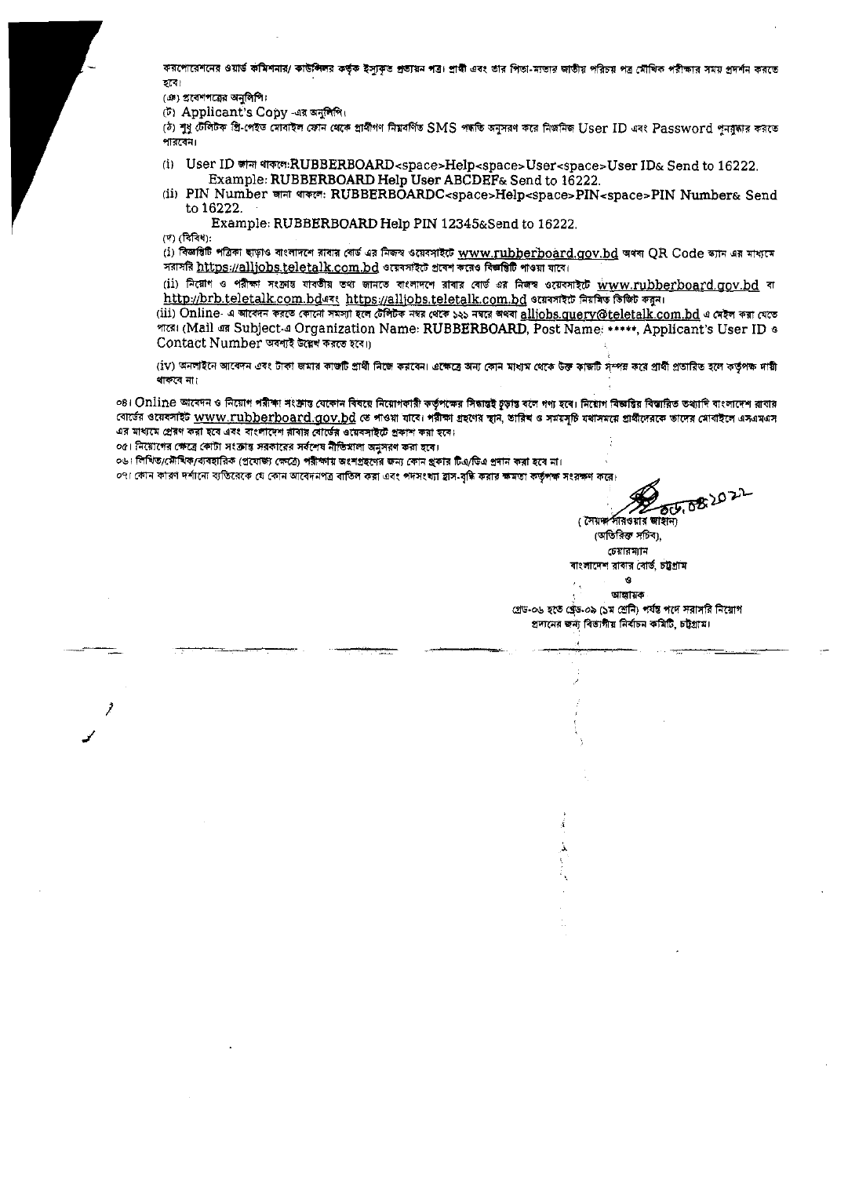করপোরেশনের ওয়ার্ড কমিশনার/ কাউন্সিলর কর্তৃক ইস্যুকৃত প্রত্যয়ন পত্র। প্রার্থী এবং তার পিতা-মাতার জাতীয় পরিচয় পত্র মৌখিক পরীক্ষার সময় প্রদর্শন করতে হবে।

(ঞ) প্রবেশপত্রের অনুলিপি;

(ট) Applicant's Copy -এর অনুলিপি।

(ঠ) শুধু টেলিটক প্রি-পেইড মোবাইল ফোন থেকে প্রার্থীগণ নিম্নবর্ণিত SMS পদ্ধতি অনুসরণ করে নিজনিজ User ID এবং Password পুনরুদ্ধার করতে পারবেন।

(i) User ID জানা থাকলে:RUBBERBOARD<space>Help<space>User<space>User ID& Send to 16222.
Example: RUBBERBOARD Help User ABCDEF& Send to 16222.

(ii) PIN Number জানা থাকলে: RUBBERBOARDC<space>Help<space>PIN<space>PIN Number& Send to 16222.
Example: RUBBERBOARD Help PIN 12345&Send to 16222.

(ড) (বিবিধ):

(i) বিজ্ঞপ্তিটি পত্রিকা ছাড়াও বাংলাদেশ রাবার বোর্ড এর নিজস্ব ওয়েবসাইটে www.rubberboard.gov.bd অথবা QR Code স্ক্যান এর মাধ্যমে সরাসরি https://alljobs.teletalk.com.bd ওয়েবসাইটে প্রবেশ করেও বিজ্ঞপ্তিটি পাওয়া যাবে।

(ii) নিয়োগ ও পরীক্ষা সংক্রান্ত যাবতীয় তথ্য জানতে বাংলাদেশ রাবার বোর্ড এর নিজস্ব ওয়েবসাইট www.rubberboard.gov.bd বা http://brb.teletalk.com.bd এবং https://alljobs.teletalk.com.bd ওয়েবসাইট নিয়মিত ভিজিট করুন।

(iii) Online- এ আবেদন করতে কোনো সমস্যা হলে টেলিটক নম্বর থেকে ১২১ নম্বরে অথবা alljobs.query@teletalk.com.bd এ মেইল করা যেতে পারে। (Mail এর Subject-এ Organization Name: RUBBERBOARD, Post Name: *****, Applicant's User ID ও Contact Number অবশ্যই উল্লেখ করতে হবে।)

(iv) অনলাইনে আবেদন এবং টাকা জমার কাজটি প্রার্থী নিজে করবেন। এক্ষেত্রে অন্য কোন মাধ্যম থেকে উক্ত কাজটি সম্পন্ন করে প্রার্থী প্রতারিত হলে কর্তৃপক্ষ দায়ী থাকবে না।

০৪। Online আবেদন ও নিয়োগ পরীক্ষা সংক্রান্ত যেকোন বিষয়ে নিয়োগকারী কর্তৃপক্ষের সিদ্ধান্তই চূড়ান্ত বলে গণ্য হবে। নিয়োগ বিজ্ঞপ্তির বিস্তারিত তথ্যাদি বাংলাদেশ রাবার বোর্ডের ওয়েবসাইট www.rubberboard.gov.bd তে পাওয়া যাবে। পরীক্ষা গ্রহণের স্থান, তারিখ ও সময়সূচি যথাসময়ে প্রার্থীদেরকে তাদের মোবাইলে এসএমএস এর মাধ্যমে প্রেরণ করা হবে এবং বাংলাদেশ রাবার বোর্ডের ওয়েবসাইটে প্রকাশ করা হবে।

০৫। নিয়োগের ক্ষেত্রে কোটা সংক্রান্ত সরকারের সর্বশেষ নীতিমালা অনুসরণ করা হবে।

০৬। লিখিত/মৌখিক/ব্যবহারিক (প্রযোজ্য ক্ষেত্রে) পরীক্ষায় অংশগ্রহণের জন্য কোন প্রকার টিএ/ডিএ প্রদান করা হবে না।

০৭। কোন কারণ দর্শানো ব্যতিরেকে যে কোন আবেদনপত্র বাতিল করা এবং পদসংখ্যা হ্রাস-বৃদ্ধি করার ক্ষমতা কর্তৃপক্ষ সংরক্ষণ করে।

০৬.০৪.২০২২

( সৈয়দ সারওয়ার জাহান)
(অতিরিক্ত সচিব),
চেয়ারম্যান
বাংলাদেশ রাবার বোর্ড, চট্টগ্রাম
ও
আহ্বায়ক
গ্রেড-০৬ হতে গ্রেড-০৯ (১ম শ্রেনি) পর্যন্ত পদে সরাসরি নিয়োগ প্রদানের জন্য বিভাগীয় নির্বাচন কমিটি, চট্টগ্রাম।